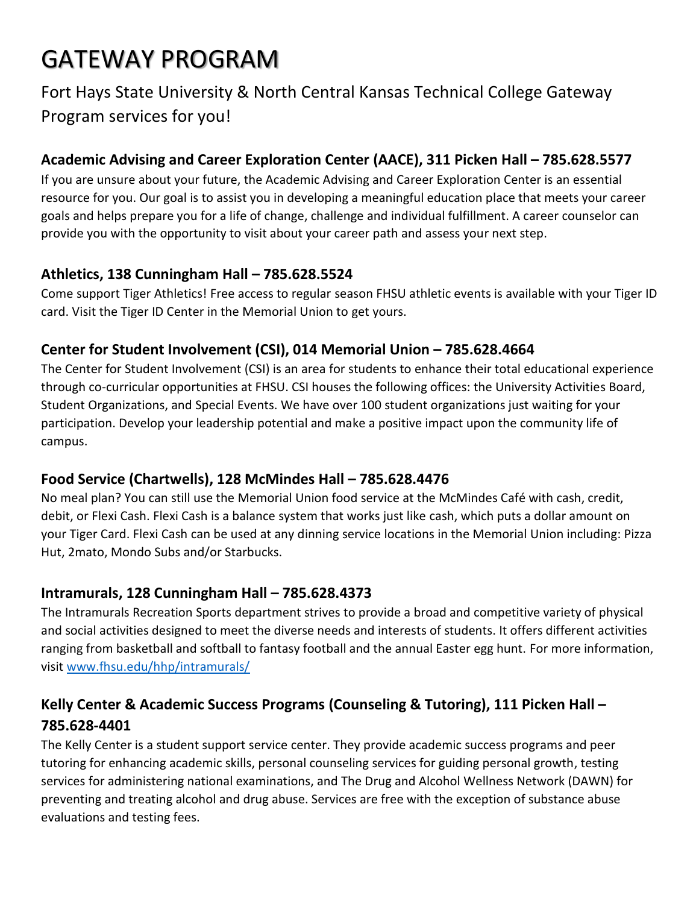# GATEWAY PROGRAM

Fort Hays State University & North Central Kansas Technical College Gateway Program services for you!

### Academic Advising and Career Exploration Center (AACE), 311 Picken Hall – 785.628.5577

If you are unsure about your future, the Academic Advising and Career Exploration Center is an essential resource for you. Our goal is to assist you in developing a meaningful education place that meets your career goals and helps prepare you for a life of change, challenge and individual fulfillment. A career counselor can provide you with the opportunity to visit about your career path and assess your next step.

### Athletics, 138 Cunningham Hall – 785.628.5524

Come support Tiger Athletics! Free access to regular season FHSU athletic events is available with your Tiger ID card. Visit the Tiger ID Center in the Memorial Union to get yours.

### Center for Student Involvement (CSI), 014 Memorial Union – 785.628.4664

The Center for Student Involvement (CSI) is an area for students to enhance their total educational experience through co-curricular opportunities at FHSU. CSI houses the following offices: the University Activities Board, Student Organizations, and Special Events. We have over 100 student organizations just waiting for your participation. Develop your leadership potential and make a positive impact upon the community life of campus.

### Food Service (Chartwells), 128 McMindes Hall – 785.628.4476

No meal plan? You can still use the Memorial Union food service at the McMindes Café with cash, credit, debit, or Flexi Cash. Flexi Cash is a balance system that works just like cash, which puts a dollar amount on your Tiger Card. Flexi Cash can be used at any dinning service locations in the Memorial Union including: Pizza Hut, 2mato, Mondo Subs and/or Starbucks.

### Intramurals, 128 Cunningham Hall – 785.628.4373

The Intramurals Recreation Sports department strives to provide a broad and competitive variety of physical and social activities designed to meet the diverse needs and interests of students. It offers different activities ranging from basketball and softball to fantasy football and the annual Easter egg hunt. For more information, visit [www.fhsu.edu/hhp/intramurals/](http://www.fhsu.edu/hhp/intramurals/)

### Kelly Center & Academic Success Programs (Counseling & Tutoring), 111 Picken Hall – 785.628-4401

The Kelly Center is a student support service center. They provide academic success programs and peer tutoring for enhancing academic skills, personal counseling services for guiding personal growth, testing services for administering national examinations, and The Drug and Alcohol Wellness Network (DAWN) for preventing and treating alcohol and drug abuse. Services are free with the exception of substance abuse evaluations and testing fees.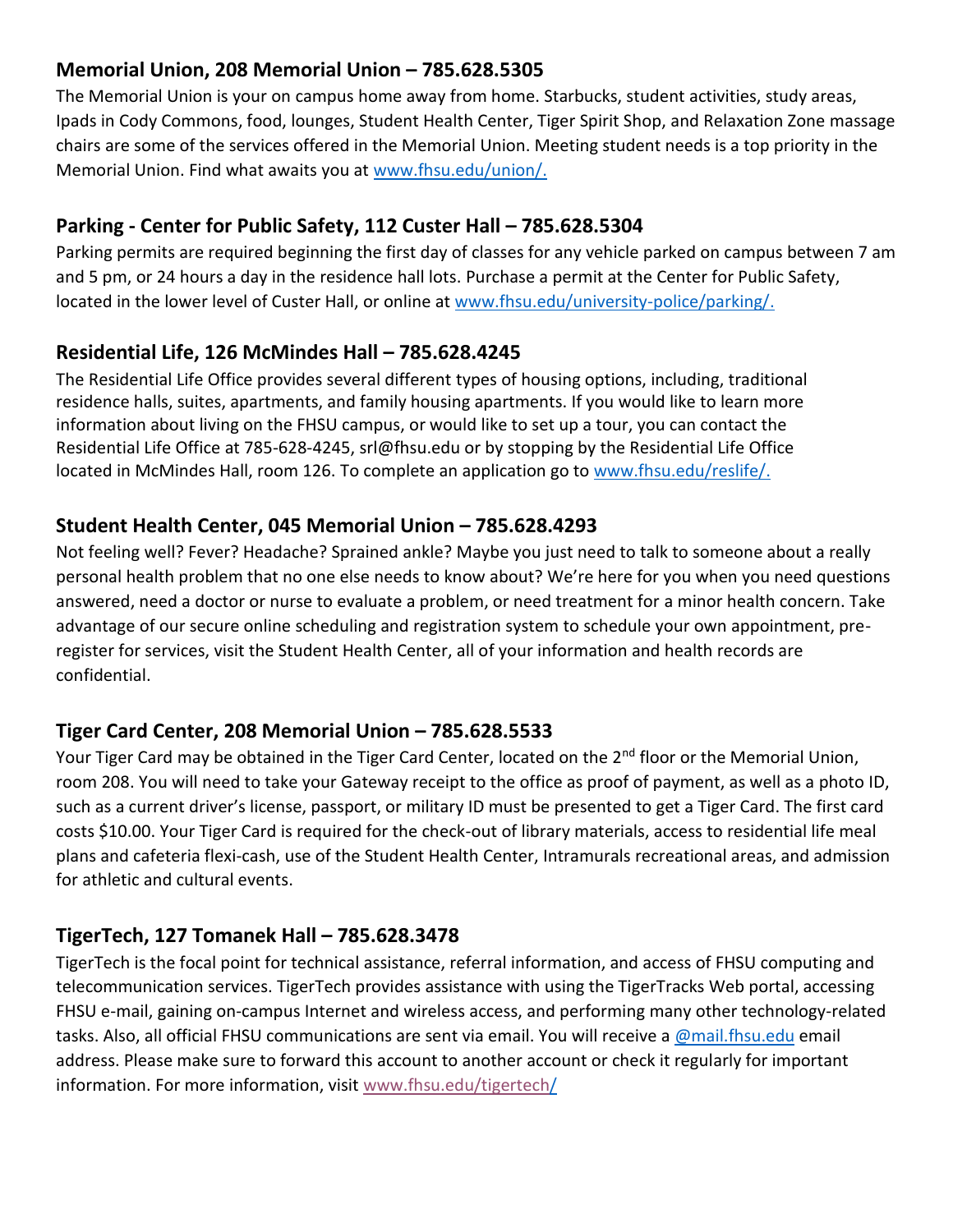## Memorial Union, 208 Memorial Union – 785.628.5305

The Memorial Union is your on campus home away from home. Starbucks, student activities, study areas, Ipads in Cody Commons, food, lounges, Student Health Center, Tiger Spirit Shop, and Relaxation Zone massage chairs are some of the services offered in the Memorial Union. Meeting student needs is a top priority in the Memorial Union. Find what awaits you at www.fhsu.edu/union/.

## Parking - Center for Public Safety, 112 Custer Hall – 785.628.5304

Parking permits are required beginning the first day of classes for any vehicle parked on campus between 7 am and 5 pm, or 24 hours a day in the residence hall lots. Purchase a permit at the Center for Public Safety, located in the lower level of Custer Hall, or online at www.fhsu.edu/university-police/parking/.

## Residential Life, 126 McMindes Hall – 785.628.4245

The Residential Life Office provides several different types of housing options, including, traditional residence halls, suites, apartments, and family housing apartments. If you would like to learn more information about living on the FHSU campus, or would like to set up a tour, you can contact the Residential Life Office at 785-628-4245, srl@fhsu.edu or by stopping by the Residential Life Office located in McMindes Hall, room 126. To complete an application go to www.fhsu.edu/reslife/.

## Student Health Center, 045 Memorial Union – 785.628.4293

Not feeling well? Fever? Headache? Sprained ankle? Maybe you just need to talk to someone about a really personal health problem that no one else needs to know about? We're here for you when you need questions answered, need a doctor or nurse to evaluate a problem, or need treatment for a minor health concern. Take advantage of our secure online scheduling and registration system to schedule your own appointment, pre-register for services, visit the Student Health Center, all of your information and health records are confidential.

## Tiger Card Center, 208 Memorial Union – 785.628.5533

Your Tiger Card may be obtained in the Tiger Card Center, located on the 2nd floor or the Memorial Union, room 208. You will need to take your Gateway receipt to the office as proof of payment, as well as a photo ID, such as a current driver's license, passport, or military ID must be presented to get a Tiger Card. The first card costs $10.00. Your Tiger Card is required for the check-out of library materials, access to residential life meal plans and cafeteria flexi-cash, use of the Student Health Center, Intramurals recreational areas, and admission for athletic and cultural events.

## TigerTech, 127 Tomanek Hall – 785.628.3478

TigerTech is the focal point for technical assistance, referral information, and access of FHSU computing and telecommunication services. TigerTech provides assistance with using the TigerTracks Web portal, accessing FHSU e-mail, gaining on-campus Internet and wireless access, and performing many other technology-related tasks. Also, all official FHSU communications are sent via email. You will receive a @mail.fhsu.edu email address. Please make sure to forward this account to another account or check it regularly for important information. For more information, visit www.fhsu.edu/tigertech/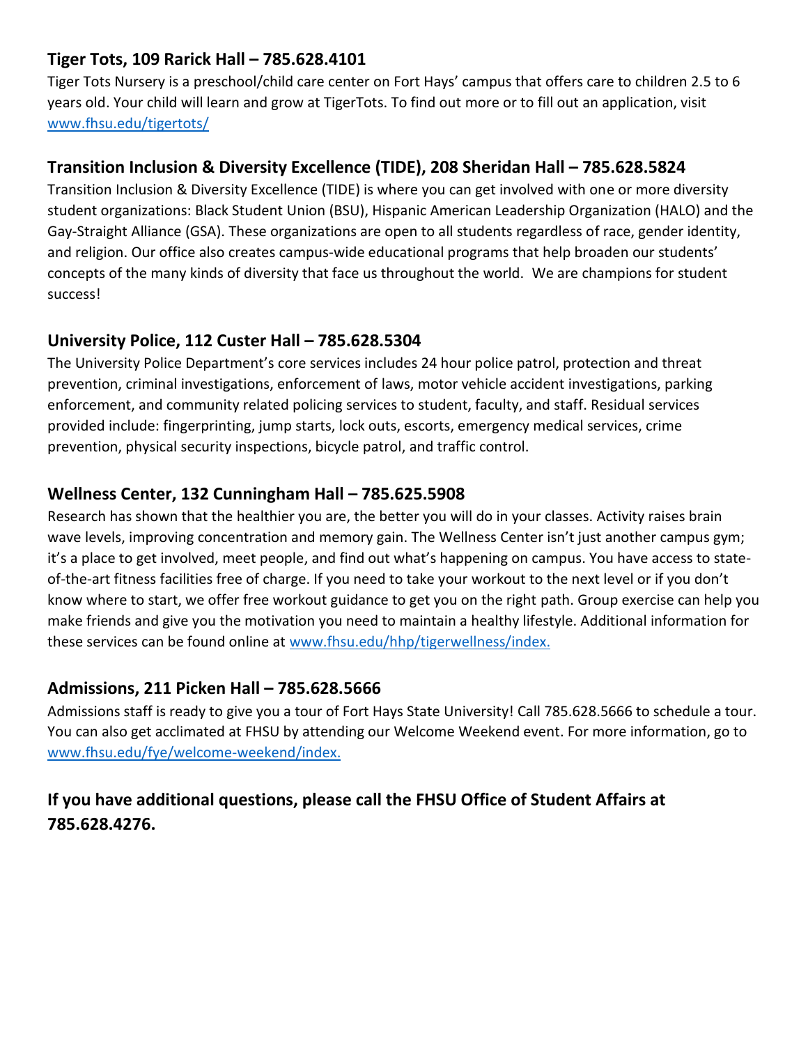### Tiger Tots, 109 Rarick Hall – 785.628.4101

Tiger Tots Nursery is a preschool/child care center on Fort Hays' campus that offers care to children 2.5 to 6 years old. Your child will learn and grow at TigerTots. To find out more or to fill out an application, visit www.fhsu.edu/tigertots/

### Transition Inclusion & Diversity Excellence (TIDE), 208 Sheridan Hall – 785.628.5824

Transition Inclusion & Diversity Excellence (TIDE) is where you can get involved with one or more diversity student organizations: Black Student Union (BSU), Hispanic American Leadership Organization (HALO) and the Gay-Straight Alliance (GSA). These organizations are open to all students regardless of race, gender identity, and religion. Our office also creates campus-wide educational programs that help broaden our students' concepts of the many kinds of diversity that face us throughout the world. We are champions for student success!

### University Police, 112 Custer Hall – 785.628.5304

The University Police Department's core services includes 24 hour police patrol, protection and threat prevention, criminal investigations, enforcement of laws, motor vehicle accident investigations, parking enforcement, and community related policing services to student, faculty, and staff. Residual services provided include: fingerprinting, jump starts, lock outs, escorts, emergency medical services, crime prevention, physical security inspections, bicycle patrol, and traffic control.

### Wellness Center, 132 Cunningham Hall – 785.625.5908

Research has shown that the healthier you are, the better you will do in your classes. Activity raises brain wave levels, improving concentration and memory gain. The Wellness Center isn't just another campus gym; it's a place to get involved, meet people, and find out what's happening on campus. You have access to state-of-the-art fitness facilities free of charge. If you need to take your workout to the next level or if you don't know where to start, we offer free workout guidance to get you on the right path. Group exercise can help you make friends and give you the motivation you need to maintain a healthy lifestyle. Additional information for these services can be found online at www.fhsu.edu/hhp/tigerwellness/index.

### Admissions, 211 Picken Hall – 785.628.5666

Admissions staff is ready to give you a tour of Fort Hays State University! Call 785.628.5666 to schedule a tour. You can also get acclimated at FHSU by attending our Welcome Weekend event. For more information, go to www.fhsu.edu/fye/welcome-weekend/index.

### If you have additional questions, please call the FHSU Office of Student Affairs at 785.628.4276.